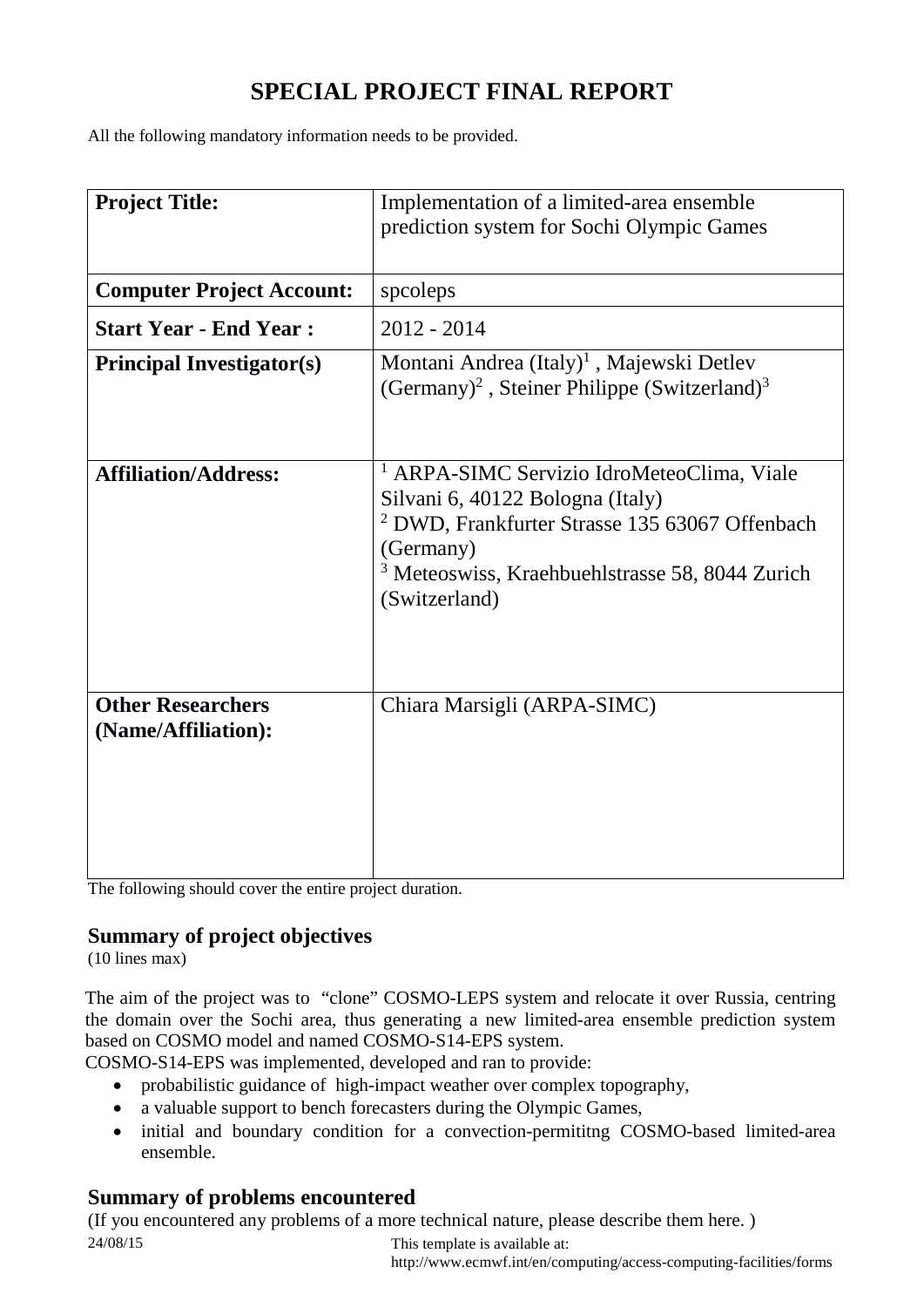# SPECIAL PROJECT FINAL REPORT

All the following mandatory information needs to be provided.

| **Project Title:** | Implementation of a limited-area ensemble prediction system for Sochi Olympic Games |
|---|---|
| **Computer Project Account:** | spcoleps |
| **Start Year - End Year :** | 2012 - 2014 |
| **Principal Investigator(s)** | Montani Andrea (Italy)[1] , Majewski Detlev (Germany)[2] , Steiner Philippe (Switzerland)[3] |
| **Affiliation/Address:** | [1] ARPA-SIMC Servizio IdroMeteoClima, Viale Silvani 6, 40122 Bologna (Italy)<br>[2] DWD, Frankfurter Strasse 135 63067 Offenbach (Germany)<br>[3] Meteoswiss, Kraehbuehlstrasse 58, 8044 Zurich (Switzerland) |
| **Other Researchers (Name/Affiliation):** | Chiara Marsigli (ARPA-SIMC) |

The following should cover the entire project duration.

## Summary of project objectives

(10 lines max)

The aim of the project was to "clone" COSMO-LEPS system and relocate it over Russia, centring the domain over the Sochi area, thus generating a new limited-area ensemble prediction system based on COSMO model and named COSMO-S14-EPS system.

COSMO-S14-EPS was implemented, developed and ran to provide:

- probabilistic guidance of high-impact weather over complex topography,
- a valuable support to bench forecasters during the Olympic Games,
- initial and boundary condition for a convection-permititng COSMO-based limited-area ensemble.

## Summary of problems encountered

(If you encountered any problems of a more technical nature, please describe them here. )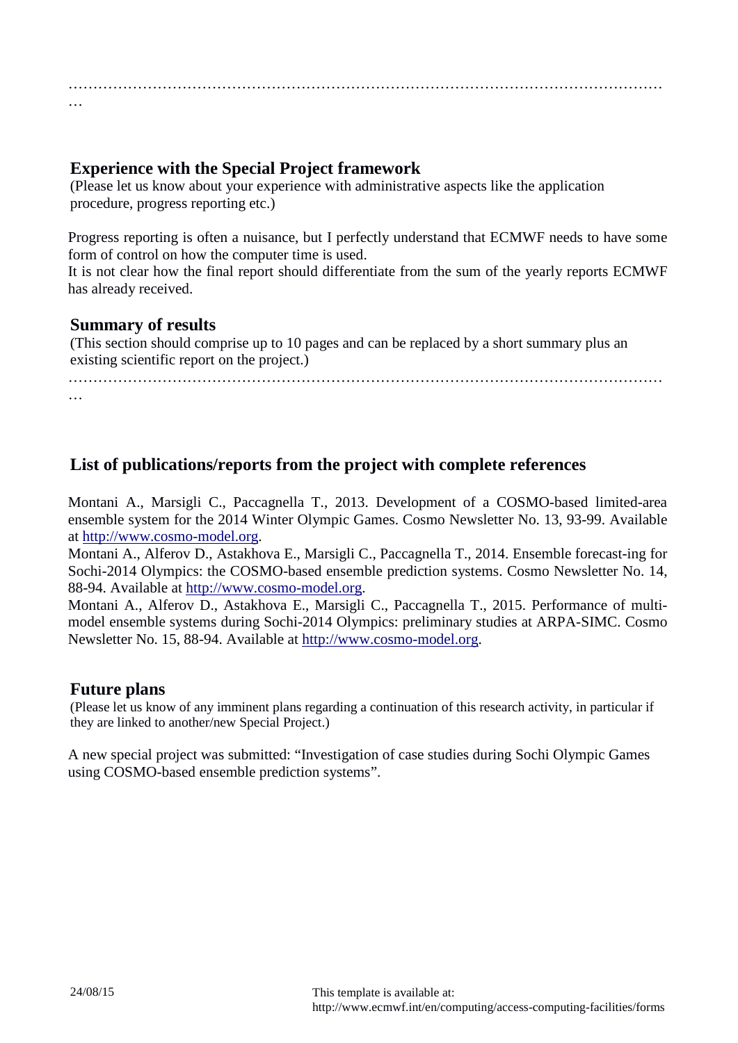……………………………………………………………………………………………………………
…

## Experience with the Special Project framework

(Please let us know about your experience with administrative aspects like the application procedure, progress reporting etc.)

Progress reporting is often a nuisance, but I perfectly understand that ECMWF needs to have some form of control on how the computer time is used.
It is not clear how the final report should differentiate from the sum of the yearly reports ECMWF has already received.

## Summary of results

(This section should comprise up to 10 pages and can be replaced by a short summary plus an existing scientific report on the project.)

……………………………………………………………………………………………………………
…

## List of publications/reports from the project with complete references

Montani A., Marsigli C., Paccagnella T., 2013. Development of a COSMO-based limited-area ensemble system for the 2014 Winter Olympic Games. Cosmo Newsletter No. 13, 93-99. Available at http://www.cosmo-model.org.
Montani A., Alferov D., Astakhova E., Marsigli C., Paccagnella T., 2014. Ensemble forecast-ing for Sochi-2014 Olympics: the COSMO-based ensemble prediction systems. Cosmo Newsletter No. 14, 88-94. Available at http://www.cosmo-model.org.
Montani A., Alferov D., Astakhova E., Marsigli C., Paccagnella T., 2015. Performance of multi-model ensemble systems during Sochi-2014 Olympics: preliminary studies at ARPA-SIMC. Cosmo Newsletter No. 15, 88-94. Available at http://www.cosmo-model.org.

## Future plans

(Please let us know of any imminent plans regarding a continuation of this research activity, in particular if they are linked to another/new Special Project.)

A new special project was submitted: "Investigation of case studies during Sochi Olympic Games using COSMO-based ensemble prediction systems".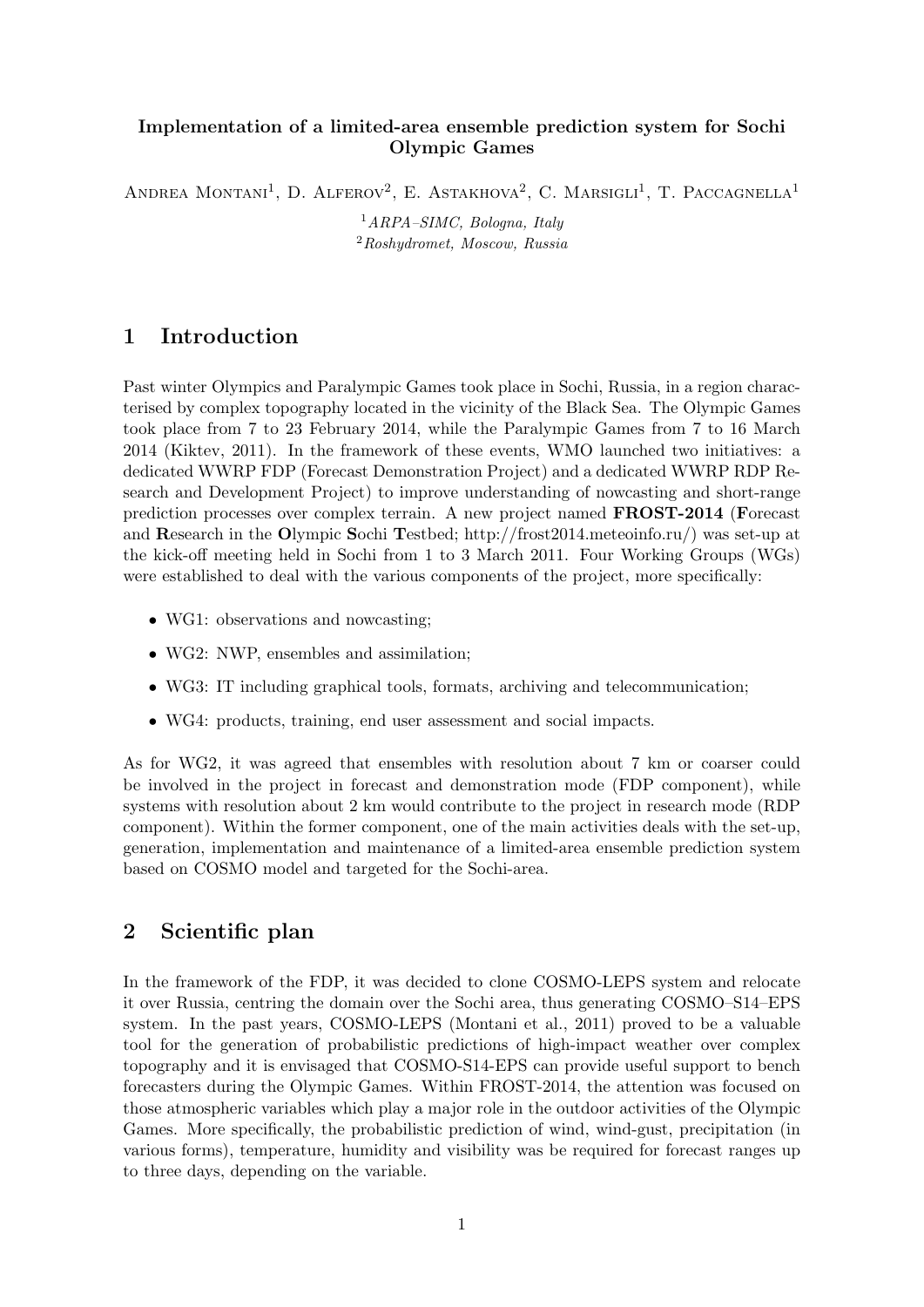**Implementation of a limited-area ensemble prediction system for Sochi Olympic Games**

Andrea Montani[1], D. Alferov[2], E. Astakhova[2], C. Marsigli[1], T. Paccagnella[1]

[1] *ARPA–SIMC, Bologna, Italy*
[2] *Roshydromet, Moscow, Russia*

# 1 Introduction

Past winter Olympics and Paralympic Games took place in Sochi, Russia, in a region characterised by complex topography located in the vicinity of the Black Sea. The Olympic Games took place from 7 to 23 February 2014, while the Paralympic Games from 7 to 16 March 2014 (Kiktev, 2011). In the framework of these events, WMO launched two initiatives: a dedicated WWRP FDP (Forecast Demonstration Project) and a dedicated WWRP RDP Research and Development Project) to improve understanding of nowcasting and short-range prediction processes over complex terrain. A new project named **FROST-2014** (**F**orecast and **R**esearch in the **O**lympic **S**ochi **T**estbed; http://frost2014.meteoinfo.ru/) was set-up at the kick-off meeting held in Sochi from 1 to 3 March 2011. Four Working Groups (WGs) were established to deal with the various components of the project, more specifically:

- WG1: observations and nowcasting;
- WG2: NWP, ensembles and assimilation;
- WG3: IT including graphical tools, formats, archiving and telecommunication;
- WG4: products, training, end user assessment and social impacts.

As for WG2, it was agreed that ensembles with resolution about 7 km or coarser could be involved in the project in forecast and demonstration mode (FDP component), while systems with resolution about 2 km would contribute to the project in research mode (RDP component). Within the former component, one of the main activities deals with the set-up, generation, implementation and maintenance of a limited-area ensemble prediction system based on COSMO model and targeted for the Sochi-area.

# 2 Scientific plan

In the framework of the FDP, it was decided to clone COSMO-LEPS system and relocate it over Russia, centring the domain over the Sochi area, thus generating COSMO–S14–EPS system. In the past years, COSMO-LEPS (Montani et al., 2011) proved to be a valuable tool for the generation of probabilistic predictions of high-impact weather over complex topography and it is envisaged that COSMO-S14-EPS can provide useful support to bench forecasters during the Olympic Games. Within FROST-2014, the attention was focused on those atmospheric variables which play a major role in the outdoor activities of the Olympic Games. More specifically, the probabilistic prediction of wind, wind-gust, precipitation (in various forms), temperature, humidity and visibility was be required for forecast ranges up to three days, depending on the variable.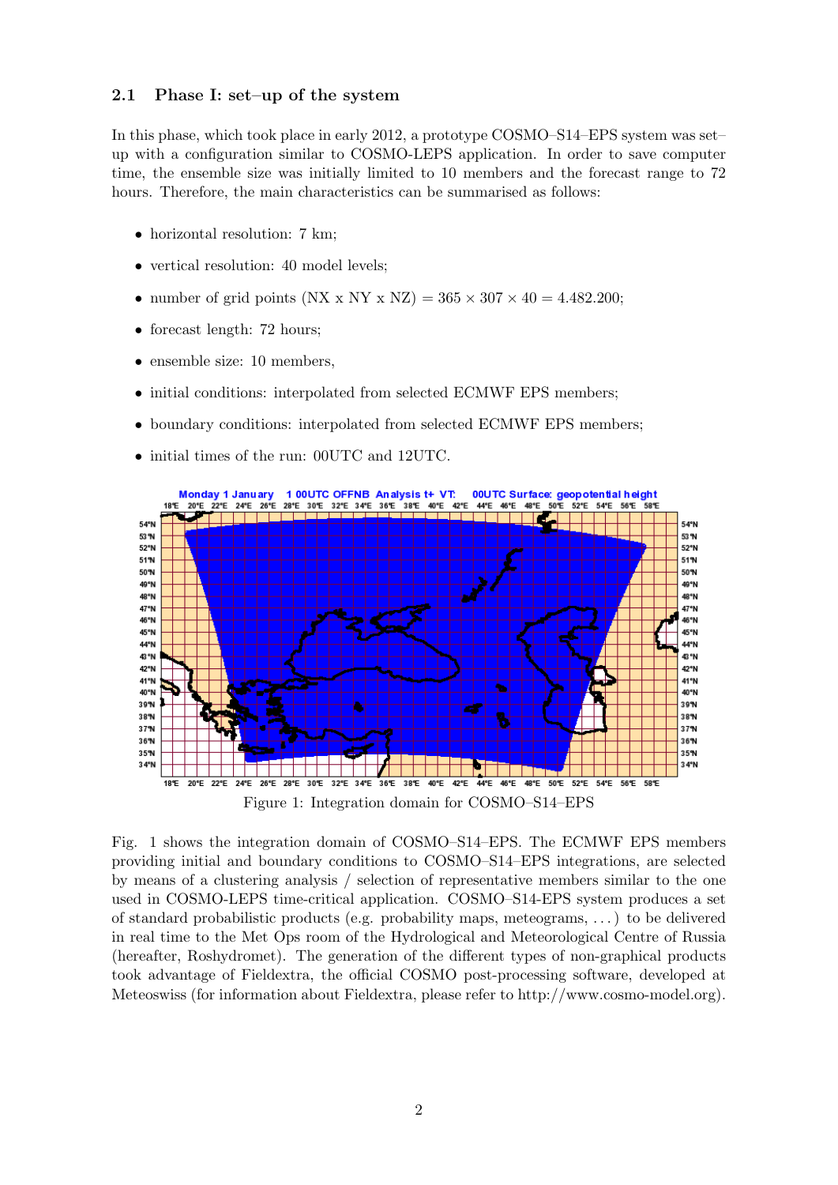## 2.1 Phase I: set–up of the system

In this phase, which took place in early 2012, a prototype COSMO–S14–EPS system was set–up with a configuration similar to COSMO-LEPS application. In order to save computer time, the ensemble size was initially limited to 10 members and the forecast range to 72 hours. Therefore, the main characteristics can be summarised as follows:

- horizontal resolution: 7 km;
- vertical resolution: 40 model levels;
- number of grid points (NX x NY x NZ) = $365 \times 307 \times 40 = 4.482.200$;
- forecast length: 72 hours;
- ensemble size: 10 members,
- initial conditions: interpolated from selected ECMWF EPS members;
- boundary conditions: interpolated from selected ECMWF EPS members;
- initial times of the run: 00UTC and 12UTC.

Figure 1: Integration domain for COSMO–S14–EPS

Fig. 1 shows the integration domain of COSMO–S14–EPS. The ECMWF EPS members providing initial and boundary conditions to COSMO–S14–EPS integrations, are selected by means of a clustering analysis / selection of representative members similar to the one used in COSMO-LEPS time-critical application. COSMO–S14-EPS system produces a set of standard probabilistic products (e.g. probability maps, meteograms, . . . ) to be delivered in real time to the Met Ops room of the Hydrological and Meteorological Centre of Russia (hereafter, Roshydromet). The generation of the different types of non-graphical products took advantage of Fieldextra, the official COSMO post-processing software, developed at Meteoswiss (for information about Fieldextra, please refer to http://www.cosmo-model.org).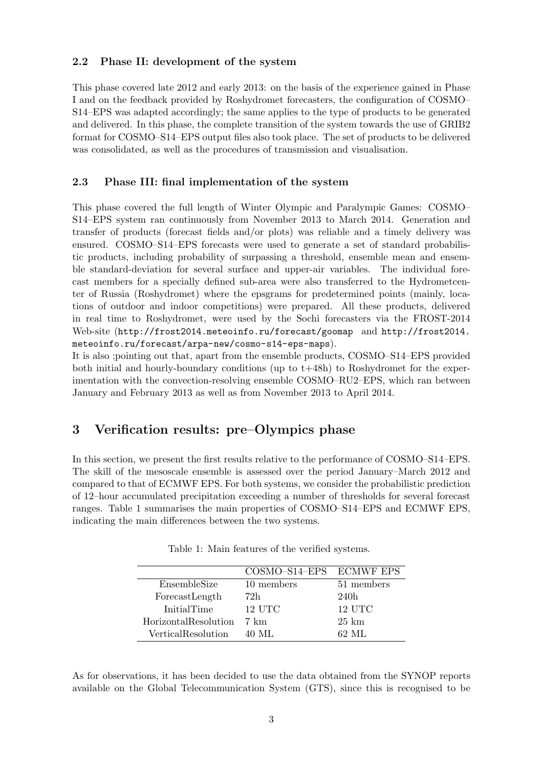### 2.2 Phase II: development of the system

This phase covered late 2012 and early 2013: on the basis of the experience gained in Phase I and on the feedback provided by Roshydromet forecasters, the configuration of COSMO–S14–EPS was adapted accordingly; the same applies to the type of products to be generated and delivered. In this phase, the complete transition of the system towards the use of GRIB2 format for COSMO–S14–EPS output files also took place. The set of products to be delivered was consolidated, as well as the procedures of transmission and visualisation.

### 2.3 Phase III: final implementation of the system

This phase covered the full length of Winter Olympic and Paralympic Games: COSMO–S14–EPS system ran continuously from November 2013 to March 2014. Generation and transfer of products (forecast fields and/or plots) was reliable and a timely delivery was ensured. COSMO–S14–EPS forecasts were used to generate a set of standard probabilistic products, including probability of surpassing a threshold, ensemble mean and ensemble standard-deviation for several surface and upper-air variables. The individual forecast members for a specially defined sub-area were also transferred to the Hydrometcenter of Russia (Roshydromet) where the epsgrams for predetermined points (mainly, locations of outdoor and indoor competitions) were prepared. All these products, delivered in real time to Roshydromet, were used by the Sochi forecasters via the FROST-2014 Web-site (`http://frost2014.meteoinfo.ru/forecast/goomap` and `http://frost2014.meteoinfo.ru/forecast/arpa-new/cosmo-s14-eps-maps`).

It is also ;pointing out that, apart from the ensemble products, COSMO–S14–EPS provided both initial and hourly-boundary conditions (up to t+48h) to Roshydromet for the experimentation with the convection-resolving ensemble COSMO–RU2–EPS, which ran between January and February 2013 as well as from November 2013 to April 2014.

## 3 Verification results: pre–Olympics phase

In this section, we present the first results relative to the performance of COSMO–S14–EPS. The skill of the mesoscale ensemble is assessed over the period January–March 2012 and compared to that of ECMWF EPS. For both systems, we consider the probabilistic prediction of 12–hour accumulated precipitation exceeding a number of thresholds for several forecast ranges. Table 1 summarises the main properties of COSMO–S14–EPS and ECMWF EPS, indicating the main differences between the two systems.

Table 1: Main features of the verified systems.

| | COSMO–S14–EPS | ECMWF EPS |
|---|---|---|
| EnsembleSize | 10 members | 51 members |
| ForecastLength | 72h | 240h |
| InitialTime | 12 UTC | 12 UTC |
| HorizontalResolution | 7 km | 25 km |
| VerticalResolution | 40 ML | 62 ML |

As for observations, it has been decided to use the data obtained from the SYNOP reports available on the Global Telecommunication System (GTS), since this is recognised to be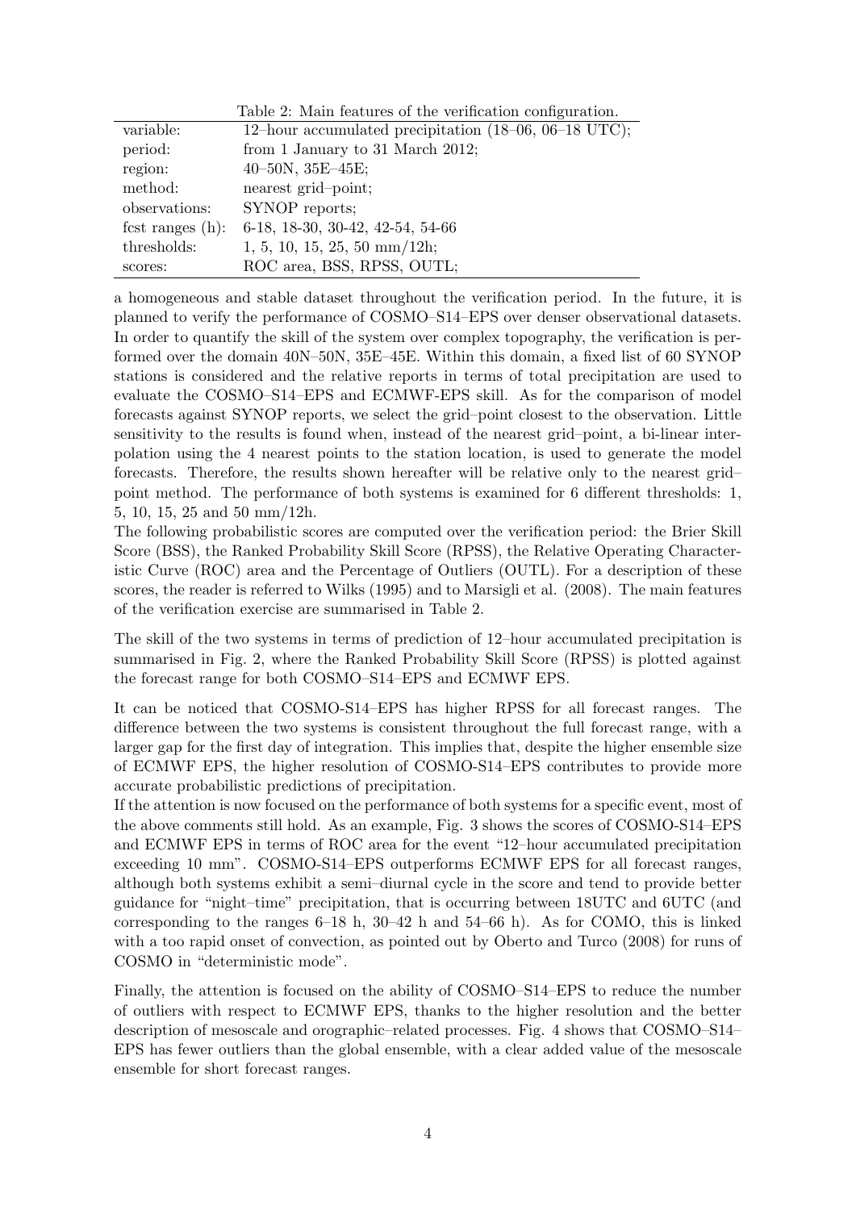Table 2: Main features of the verification configuration.

| | |
|---|---|
| variable: | 12–hour accumulated precipitation (18–06, 06–18 UTC); |
| period: | from 1 January to 31 March 2012; |
| region: | 40–50N, 35E–45E; |
| method: | nearest grid–point; |
| observations: | SYNOP reports; |
| fcst ranges (h): | 6-18, 18-30, 30-42, 42-54, 54-66 |
| thresholds: | 1, 5, 10, 15, 25, 50 mm/12h; |
| scores: | ROC area, BSS, RPSS, OUTL; |

a homogeneous and stable dataset throughout the verification period. In the future, it is planned to verify the performance of COSMO–S14–EPS over denser observational datasets. In order to quantify the skill of the system over complex topography, the verification is performed over the domain 40N–50N, 35E–45E. Within this domain, a fixed list of 60 SYNOP stations is considered and the relative reports in terms of total precipitation are used to evaluate the COSMO–S14–EPS and ECMWF-EPS skill. As for the comparison of model forecasts against SYNOP reports, we select the grid–point closest to the observation. Little sensitivity to the results is found when, instead of the nearest grid–point, a bi-linear interpolation using the 4 nearest points to the station location, is used to generate the model forecasts. Therefore, the results shown hereafter will be relative only to the nearest grid–point method. The performance of both systems is examined for 6 different thresholds: 1, 5, 10, 15, 25 and 50 mm/12h.

The following probabilistic scores are computed over the verification period: the Brier Skill Score (BSS), the Ranked Probability Skill Score (RPSS), the Relative Operating Characteristic Curve (ROC) area and the Percentage of Outliers (OUTL). For a description of these scores, the reader is referred to Wilks (1995) and to Marsigli et al. (2008). The main features of the verification exercise are summarised in Table 2.

The skill of the two systems in terms of prediction of 12–hour accumulated precipitation is summarised in Fig. 2, where the Ranked Probability Skill Score (RPSS) is plotted against the forecast range for both COSMO–S14–EPS and ECMWF EPS.

It can be noticed that COSMO-S14–EPS has higher RPSS for all forecast ranges. The difference between the two systems is consistent throughout the full forecast range, with a larger gap for the first day of integration. This implies that, despite the higher ensemble size of ECMWF EPS, the higher resolution of COSMO-S14–EPS contributes to provide more accurate probabilistic predictions of precipitation.

If the attention is now focused on the performance of both systems for a specific event, most of the above comments still hold. As an example, Fig. 3 shows the scores of COSMO-S14–EPS and ECMWF EPS in terms of ROC area for the event "12–hour accumulated precipitation exceeding 10 mm". COSMO-S14–EPS outperforms ECMWF EPS for all forecast ranges, although both systems exhibit a semi–diurnal cycle in the score and tend to provide better guidance for "night–time" precipitation, that is occurring between 18UTC and 6UTC (and corresponding to the ranges 6–18 h, 30–42 h and 54–66 h). As for COMO, this is linked with a too rapid onset of convection, as pointed out by Oberto and Turco (2008) for runs of COSMO in "deterministic mode".

Finally, the attention is focused on the ability of COSMO–S14–EPS to reduce the number of outliers with respect to ECMWF EPS, thanks to the higher resolution and the better description of mesoscale and orographic–related processes. Fig. 4 shows that COSMO–S14–EPS has fewer outliers than the global ensemble, with a clear added value of the mesoscale ensemble for short forecast ranges.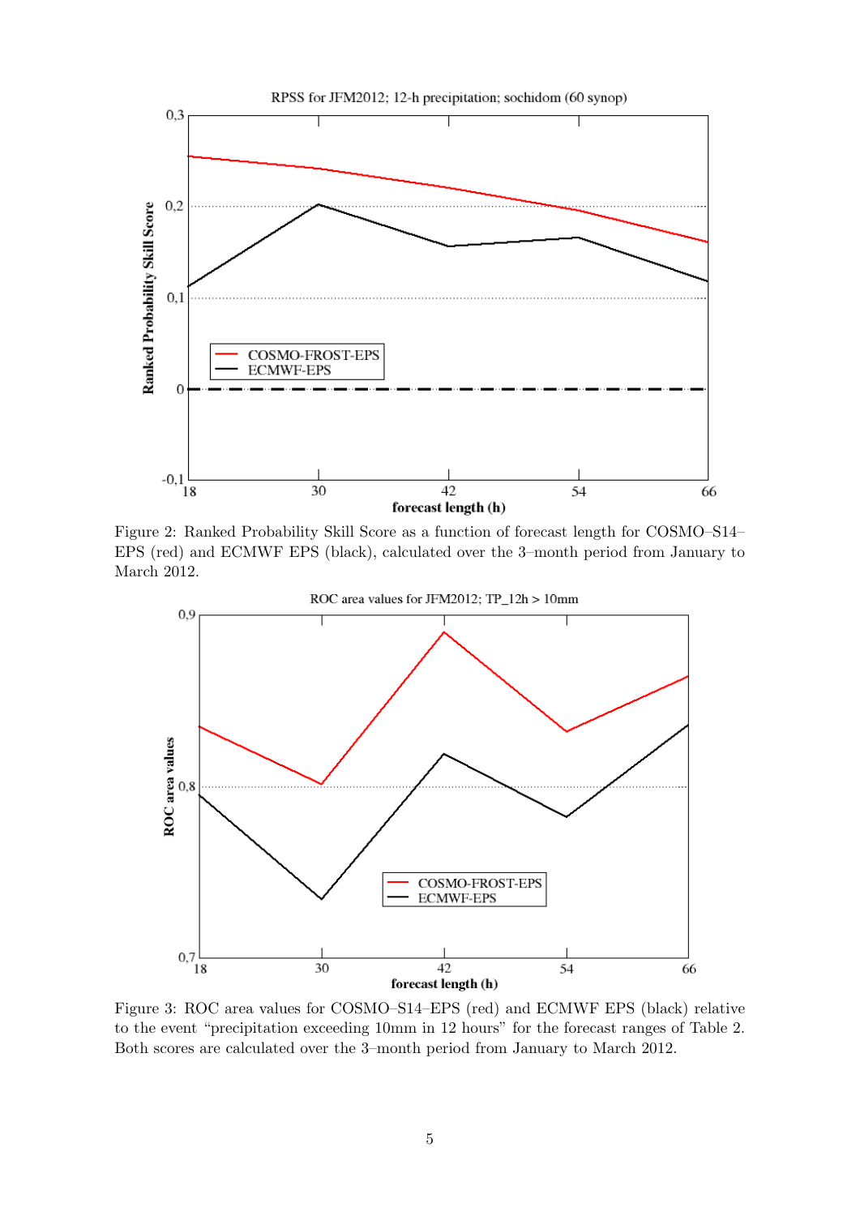Figure 2: Ranked Probability Skill Score as a function of forecast length for COSMO–S14–EPS (red) and ECMWF EPS (black), calculated over the 3–month period from January to March 2012.

Figure 3: ROC area values for COSMO–S14–EPS (red) and ECMWF EPS (black) relative to the event "precipitation exceeding 10mm in 12 hours" for the forecast ranges of Table 2. Both scores are calculated over the 3–month period from January to March 2012.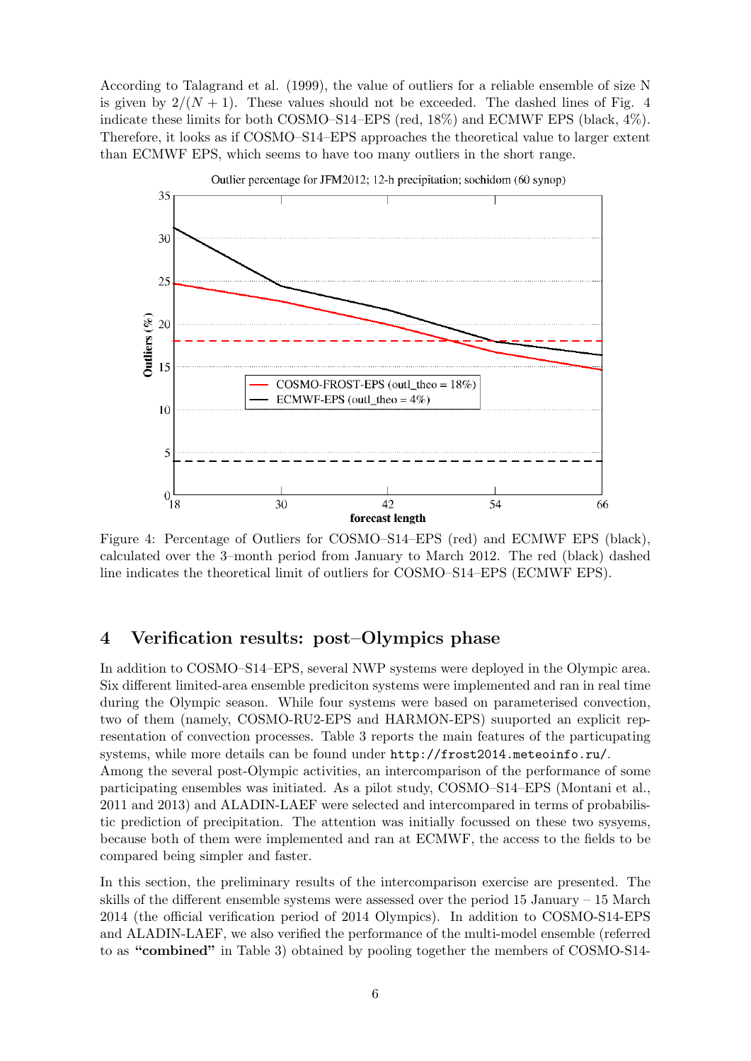According to Talagrand et al. (1999), the value of outliers for a reliable ensemble of size N is given by $2/(N+1)$. These values should not be exceeded. The dashed lines of Fig. 4 indicate these limits for both COSMO–S14–EPS (red, 18%) and ECMWF EPS (black, 4%). Therefore, it looks as if COSMO–S14–EPS approaches the theoretical value to larger extent than ECMWF EPS, which seems to have too many outliers in the short range.

Figure 4: Percentage of Outliers for COSMO–S14–EPS (red) and ECMWF EPS (black), calculated over the 3–month period from January to March 2012. The red (black) dashed line indicates the theoretical limit of outliers for COSMO–S14–EPS (ECMWF EPS).

## 4 Verification results: post–Olympics phase

In addition to COSMO–S14–EPS, several NWP systems were deployed in the Olympic area. Six different limited-area ensemble prediciton systems were implemented and ran in real time during the Olympic season. While four systems were based on parameterised convection, two of them (namely, COSMO-RU2-EPS and HARMON-EPS) suuported an explicit representation of convection processes. Table 3 reports the main features of the particupating systems, while more details can be found under `http://frost2014.meteoinfo.ru/`.
Among the several post-Olympic activities, an intercomparison of the performance of some participating ensembles was initiated. As a pilot study, COSMO–S14–EPS (Montani et al., 2011 and 2013) and ALADIN-LAEF were selected and intercompared in terms of probabilistic prediction of precipitation. The attention was initially focussed on these two sysyems, because both of them were implemented and ran at ECMWF, the access to the fields to be compared being simpler and faster.

In this section, the preliminary results of the intercomparison exercise are presented. The skills of the different ensemble systems were assessed over the period 15 January – 15 March 2014 (the official verification period of 2014 Olympics). In addition to COSMO-S14-EPS and ALADIN-LAEF, we also verified the performance of the multi-model ensemble (referred to as **"combined"** in Table 3) obtained by pooling together the members of COSMO-S14-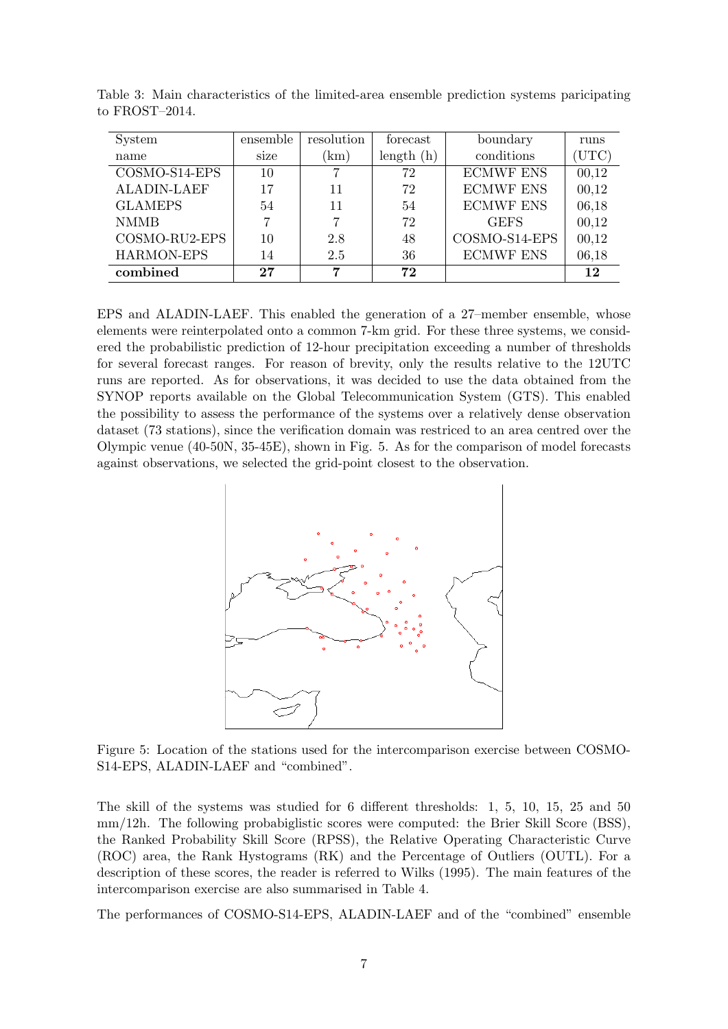Table 3: Main characteristics of the limited-area ensemble prediction systems paricipating to FROST–2014.

| System name | ensemble size | resolution (km) | forecast length (h) | boundary conditions | runs (UTC) |
|---|---|---|---|---|---|
| COSMO-S14-EPS | 10 | 7 | 72 | ECMWF ENS | 00,12 |
| ALADIN-LAEF | 17 | 11 | 72 | ECMWF ENS | 00,12 |
| GLAMEPS | 54 | 11 | 54 | ECMWF ENS | 06,18 |
| NMMB | 7 | 7 | 72 | GEFS | 00,12 |
| COSMO-RU2-EPS | 10 | 2.8 | 48 | COSMO-S14-EPS | 00,12 |
| HARMON-EPS | 14 | 2.5 | 36 | ECMWF ENS | 06,18 |
| **combined** | **27** | **7** | **72** | | **12** |

EPS and ALADIN-LAEF. This enabled the generation of a 27–member ensemble, whose elements were reinterpolated onto a common 7-km grid. For these three systems, we considered the probabilistic prediction of 12-hour precipitation exceeding a number of thresholds for several forecast ranges. For reason of brevity, only the results relative to the 12UTC runs are reported. As for observations, it was decided to use the data obtained from the SYNOP reports available on the Global Telecommunication System (GTS). This enabled the possibility to assess the performance of the systems over a relatively dense observation dataset (73 stations), since the verification domain was restriced to an area centred over the Olympic venue (40-50N, 35-45E), shown in Fig. 5. As for the comparison of model forecasts against observations, we selected the grid-point closest to the observation.

Figure 5: Location of the stations used for the intercomparison exercise between COSMO-S14-EPS, ALADIN-LAEF and "combined".

The skill of the systems was studied for 6 different thresholds: 1, 5, 10, 15, 25 and 50 mm/12h. The following probabiglistic scores were computed: the Brier Skill Score (BSS), the Ranked Probability Skill Score (RPSS), the Relative Operating Characteristic Curve (ROC) area, the Rank Hystograms (RK) and the Percentage of Outliers (OUTL). For a description of these scores, the reader is referred to Wilks (1995). The main features of the intercomparison exercise are also summarised in Table 4.

The performances of COSMO-S14-EPS, ALADIN-LAEF and of the "combined" ensemble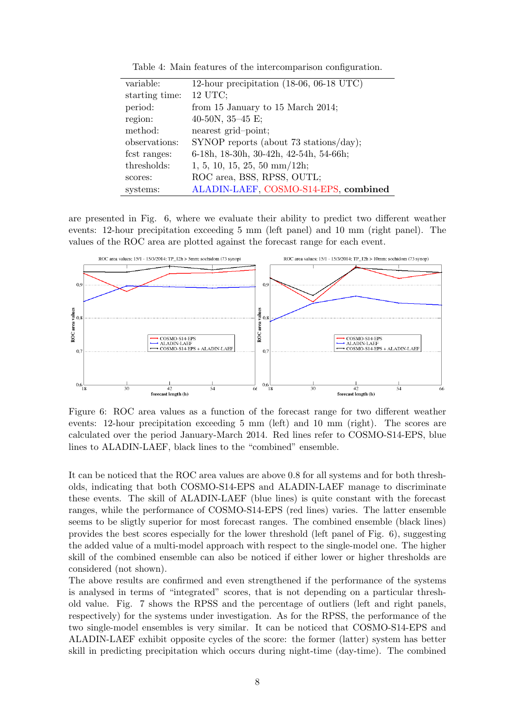Table 4: Main features of the intercomparison configuration.

| | |
|---|---|
| variable: | 12-hour precipitation (18-06, 06-18 UTC) |
| starting time: | 12 UTC; |
| period: | from 15 January to 15 March 2014; |
| region: | 40-50N, 35–45 E; |
| method: | nearest grid–point; |
| observations: | SYNOP reports (about 73 stations/day); |
| fcst ranges: | 6-18h, 18-30h, 30-42h, 42-54h, 54-66h; |
| thresholds: | 1, 5, 10, 15, 25, 50 mm/12h; |
| scores: | ROC area, BSS, RPSS, OUTL; |
| systems: | ALADIN-LAEF, COSMO-S14-EPS, **combined** |

are presented in Fig. 6, where we evaluate their ability to predict two different weather events: 12-hour precipitation exceeding 5 mm (left panel) and 10 mm (right panel). The values of the ROC area are plotted against the forecast range for each event.

Figure 6: ROC area values as a function of the forecast range for two different weather events: 12-hour precipitation exceeding 5 mm (left) and 10 mm (right). The scores are calculated over the period January-March 2014. Red lines refer to COSMO-S14-EPS, blue lines to ALADIN-LAEF, black lines to the "combined" ensemble.

It can be noticed that the ROC area values are above 0.8 for all systems and for both thresholds, indicating that both COSMO-S14-EPS and ALADIN-LAEF manage to discriminate these events. The skill of ALADIN-LAEF (blue lines) is quite constant with the forecast ranges, while the performance of COSMO-S14-EPS (red lines) varies. The latter ensemble seems to be sligtly superior for most forecast ranges. The combined ensemble (black lines) provides the best scores especially for the lower threshold (left panel of Fig. 6), suggesting the added value of a multi-model approach with respect to the single-model one. The higher skill of the combined ensemble can also be noticed if either lower or higher thresholds are considered (not shown).

The above results are confirmed and even strengthened if the performance of the systems is analysed in terms of "integrated" scores, that is not depending on a particular threshold value. Fig. 7 shows the RPSS and the percentage of outliers (left and right panels, respectively) for the systems under investigation. As for the RPSS, the performance of the two single-model ensembles is very similar. It can be noticed that COSMO-S14-EPS and ALADIN-LAEF exhibit opposite cycles of the score: the former (latter) system has better skill in predicting precipitation which occurs during night-time (day-time). The combined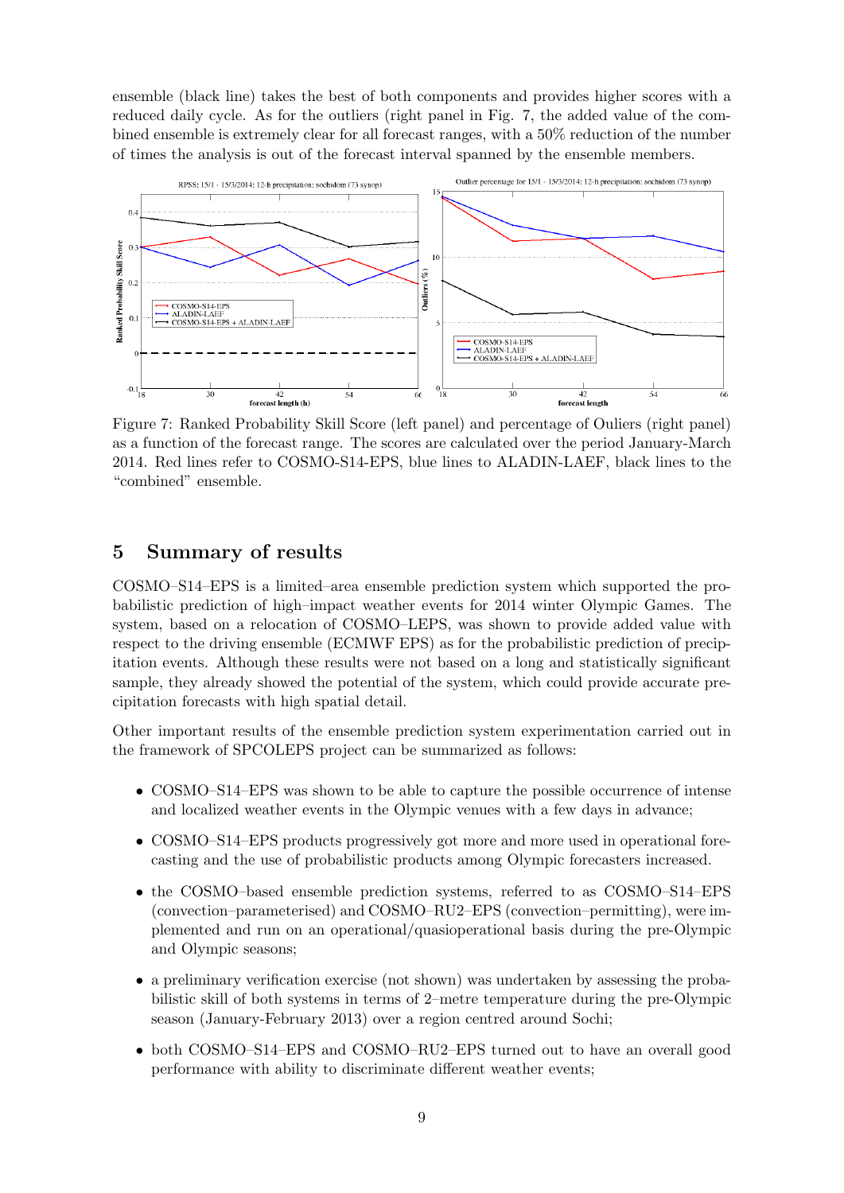ensemble (black line) takes the best of both components and provides higher scores with a reduced daily cycle. As for the outliers (right panel in Fig. 7, the added value of the combined ensemble is extremely clear for all forecast ranges, with a 50% reduction of the number of times the analysis is out of the forecast interval spanned by the ensemble members.

Figure 7: Ranked Probability Skill Score (left panel) and percentage of Ouliers (right panel) as a function of the forecast range. The scores are calculated over the period January-March 2014. Red lines refer to COSMO-S14-EPS, blue lines to ALADIN-LAEF, black lines to the "combined" ensemble.

## 5 Summary of results

COSMO–S14–EPS is a limited–area ensemble prediction system which supported the probabilistic prediction of high–impact weather events for 2014 winter Olympic Games. The system, based on a relocation of COSMO–LEPS, was shown to provide added value with respect to the driving ensemble (ECMWF EPS) as for the probabilistic prediction of precipitation events. Although these results were not based on a long and statistically significant sample, they already showed the potential of the system, which could provide accurate precipitation forecasts with high spatial detail.

Other important results of the ensemble prediction system experimentation carried out in the framework of SPCOLEPS project can be summarized as follows:

- COSMO–S14–EPS was shown to be able to capture the possible occurrence of intense and localized weather events in the Olympic venues with a few days in advance;
- COSMO–S14–EPS products progressively got more and more used in operational forecasting and the use of probabilistic products among Olympic forecasters increased.
- the COSMO–based ensemble prediction systems, referred to as COSMO–S14–EPS (convection–parameterised) and COSMO–RU2–EPS (convection–permitting), were implemented and run on an operational/quasioperational basis during the pre-Olympic and Olympic seasons;
- a preliminary verification exercise (not shown) was undertaken by assessing the probabilistic skill of both systems in terms of 2–metre temperature during the pre-Olympic season (January-February 2013) over a region centred around Sochi;
- both COSMO–S14–EPS and COSMO–RU2–EPS turned out to have an overall good performance with ability to discriminate different weather events;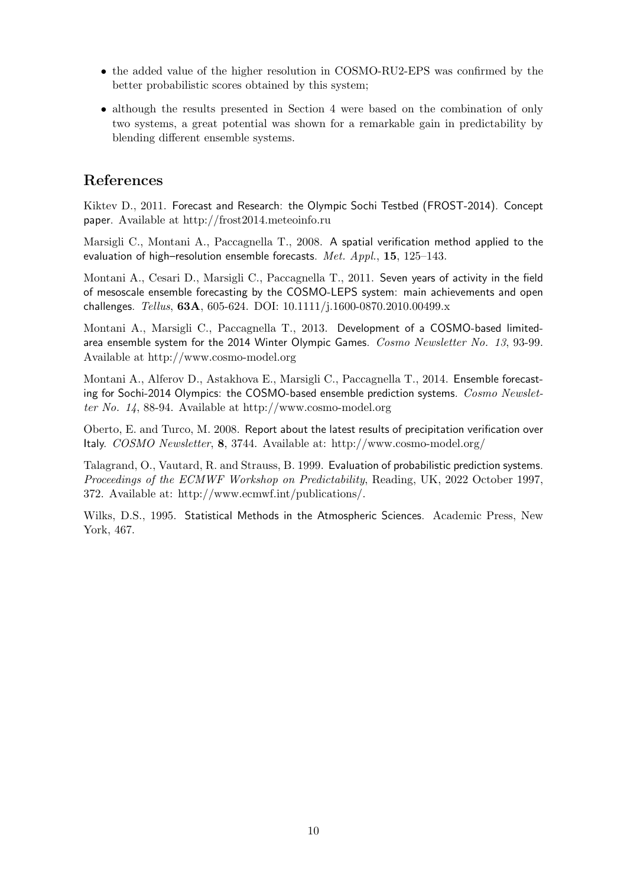- the added value of the higher resolution in COSMO-RU2-EPS was confirmed by the better probabilistic scores obtained by this system;
- although the results presented in Section 4 were based on the combination of only two systems, a great potential was shown for a remarkable gain in predictability by blending different ensemble systems.

## References

Kiktev D., 2011. Forecast and Research: the Olympic Sochi Testbed (FROST-2014). Concept paper. Available at http://frost2014.meteoinfo.ru

Marsigli C., Montani A., Paccagnella T., 2008. A spatial verification method applied to the evaluation of high–resolution ensemble forecasts. *Met. Appl.*, **15**, 125–143.

Montani A., Cesari D., Marsigli C., Paccagnella T., 2011. Seven years of activity in the field of mesoscale ensemble forecasting by the COSMO-LEPS system: main achievements and open challenges. *Tellus*, **63A**, 605-624. DOI: 10.1111/j.1600-0870.2010.00499.x

Montani A., Marsigli C., Paccagnella T., 2013. Development of a COSMO-based limited-area ensemble system for the 2014 Winter Olympic Games. *Cosmo Newsletter No. 13*, 93-99. Available at http://www.cosmo-model.org

Montani A., Alferov D., Astakhova E., Marsigli C., Paccagnella T., 2014. Ensemble forecasting for Sochi-2014 Olympics: the COSMO-based ensemble prediction systems. *Cosmo Newsletter No. 14*, 88-94. Available at http://www.cosmo-model.org

Oberto, E. and Turco, M. 2008. Report about the latest results of precipitation verification over Italy. *COSMO Newsletter*, **8**, 3744. Available at: http://www.cosmo-model.org/

Talagrand, O., Vautard, R. and Strauss, B. 1999. Evaluation of probabilistic prediction systems. *Proceedings of the ECMWF Workshop on Predictability*, Reading, UK, 2022 October 1997, 372. Available at: http://www.ecmwf.int/publications/.

Wilks, D.S., 1995. Statistical Methods in the Atmospheric Sciences. Academic Press, New York, 467.